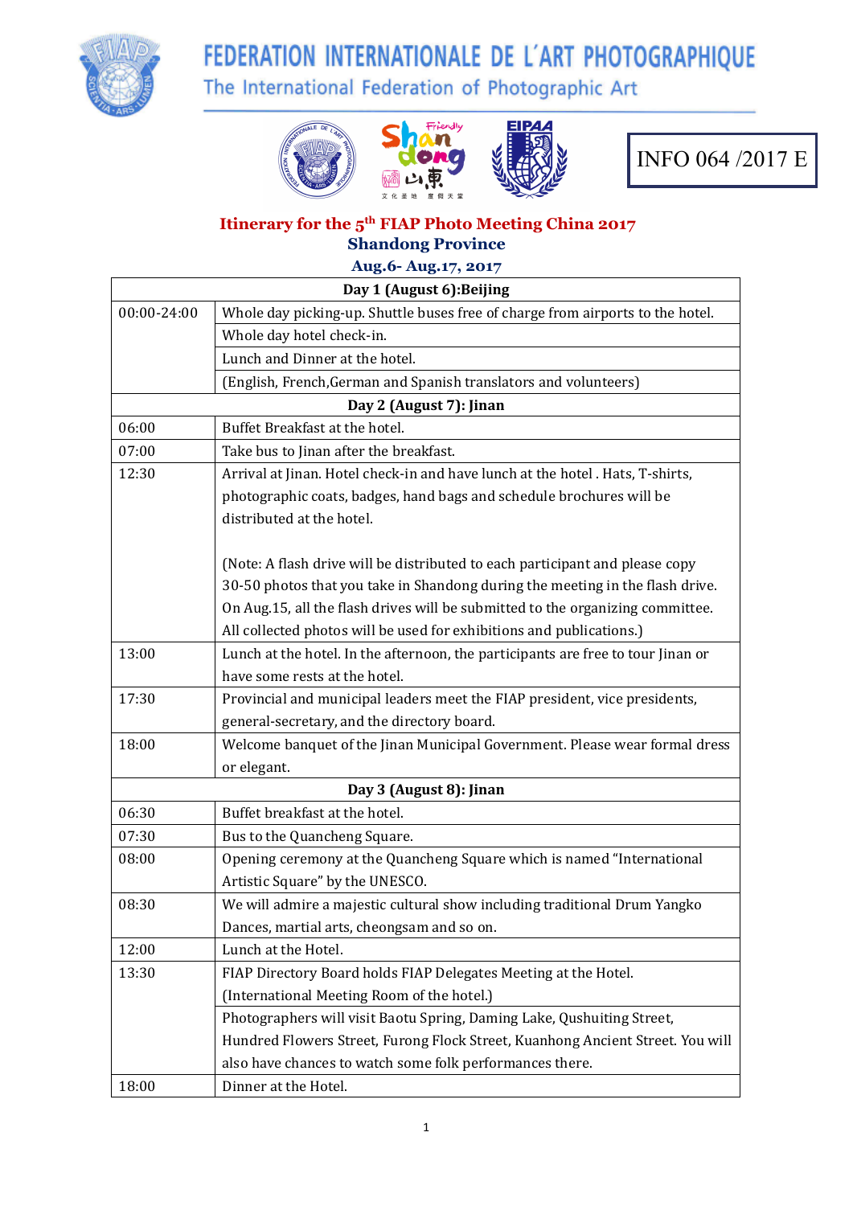# FEDERATION INTERNATIONALE DE L'ART PHOTOGRAPHIQUE

The International Federation of Photographic Art

INFO 064 /2017 E

## Itinerary for the 5th FIAP Photo Meeting China 2017

### Shandong Province

### Aug.6- Aug.17, 2017

| Day 1 (August 6):Beijing | |
|---|---|
| 00:00-24:00 | Whole day picking-up. Shuttle buses free of charge from airports to the hotel. |
| | Whole day hotel check-in. |
| | Lunch and Dinner at the hotel. |
| | (English, French,German and Spanish translators and volunteers) |
| **Day 2 (August 7): Jinan** | |
| 06:00 | Buffet Breakfast at the hotel. |
| 07:00 | Take bus to Jinan after the breakfast. |
| 12:30 | Arrival at Jinan. Hotel check-in and have lunch at the hotel . Hats, T-shirts, photographic coats, badges, hand bags and schedule brochures will be distributed at the hotel.<br><br>(Note: A flash drive will be distributed to each participant and please copy 30-50 photos that you take in Shandong during the meeting in the flash drive. On Aug.15, all the flash drives will be submitted to the organizing committee. All collected photos will be used for exhibitions and publications.) |
| 13:00 | Lunch at the hotel. In the afternoon, the participants are free to tour Jinan or have some rests at the hotel. |
| 17:30 | Provincial and municipal leaders meet the FIAP president, vice presidents, general-secretary, and the directory board. |
| 18:00 | Welcome banquet of the Jinan Municipal Government. Please wear formal dress or elegant. |
| **Day 3 (August 8): Jinan** | |
| 06:30 | Buffet breakfast at the hotel. |
| 07:30 | Bus to the Quancheng Square. |
| 08:00 | Opening ceremony at the Quancheng Square which is named "International Artistic Square" by the UNESCO. |
| 08:30 | We will admire a majestic cultural show including traditional Drum Yangko Dances, martial arts, cheongsam and so on. |
| 12:00 | Lunch at the Hotel. |
| 13:30 | FIAP Directory Board holds FIAP Delegates Meeting at the Hotel. (International Meeting Room of the hotel.) |
| | Photographers will visit Baotu Spring, Daming Lake, Qushuiting Street, Hundred Flowers Street, Furong Flock Street, Kuanhong Ancient Street. You will also have chances to watch some folk performances there. |
| 18:00 | Dinner at the Hotel. |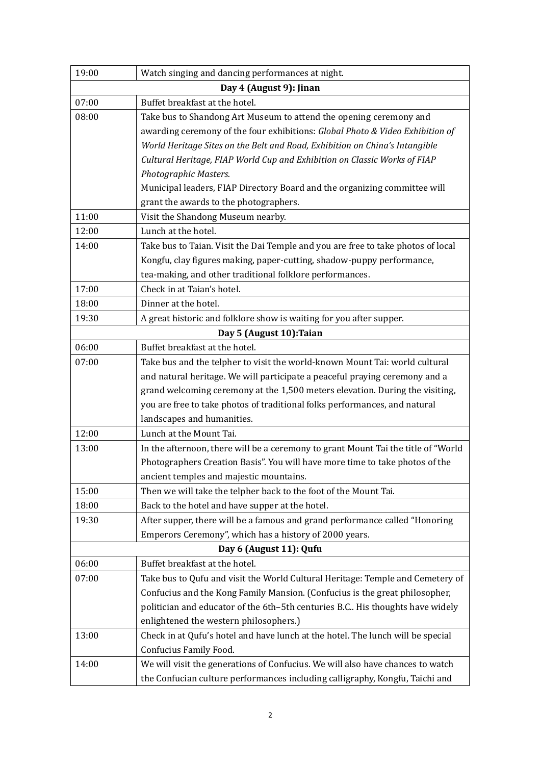| | |
|---|---|
| 19:00 | Watch singing and dancing performances at night. |
| **Day 4 (August 9): Jinan** | |
| 07:00 | Buffet breakfast at the hotel. |
| 08:00 | Take bus to Shandong Art Museum to attend the opening ceremony and awarding ceremony of the four exhibitions: *Global Photo & Video Exhibition of World Heritage Sites on the Belt and Road, Exhibition on China's Intangible Cultural Heritage, FIAP World Cup and Exhibition on Classic Works of FIAP Photographic Masters.* Municipal leaders, FIAP Directory Board and the organizing committee will grant the awards to the photographers. |
| 11:00 | Visit the Shandong Museum nearby. |
| 12:00 | Lunch at the hotel. |
| 14:00 | Take bus to Taian. Visit the Dai Temple and you are free to take photos of local Kongfu, clay figures making, paper-cutting, shadow-puppy performance, tea-making, and other traditional folklore performances. |
| 17:00 | Check in at Taian's hotel. |
| 18:00 | Dinner at the hotel. |
| 19:30 | A great historic and folklore show is waiting for you after supper. |
| **Day 5 (August 10):Taian** | |
| 06:00 | Buffet breakfast at the hotel. |
| 07:00 | Take bus and the telpher to visit the world-known Mount Tai: world cultural and natural heritage. We will participate a peaceful praying ceremony and a grand welcoming ceremony at the 1,500 meters elevation. During the visiting, you are free to take photos of traditional folks performances, and natural landscapes and humanities. |
| 12:00 | Lunch at the Mount Tai. |
| 13:00 | In the afternoon, there will be a ceremony to grant Mount Tai the title of "World Photographers Creation Basis". You will have more time to take photos of the ancient temples and majestic mountains. |
| 15:00 | Then we will take the telpher back to the foot of the Mount Tai. |
| 18:00 | Back to the hotel and have supper at the hotel. |
| 19:30 | After supper, there will be a famous and grand performance called "Honoring Emperors Ceremony", which has a history of 2000 years. |
| **Day 6 (August 11): Qufu** | |
| 06:00 | Buffet breakfast at the hotel. |
| 07:00 | Take bus to Qufu and visit the World Cultural Heritage: Temple and Cemetery of Confucius and the Kong Family Mansion. (Confucius is the great philosopher, politician and educator of the 6th–5th centuries B.C.. His thoughts have widely enlightened the western philosophers.) |
| 13:00 | Check in at Qufu's hotel and have lunch at the hotel. The lunch will be special Confucius Family Food. |
| 14:00 | We will visit the generations of Confucius. We will also have chances to watch the Confucian culture performances including calligraphy, Kongfu, Taichi and |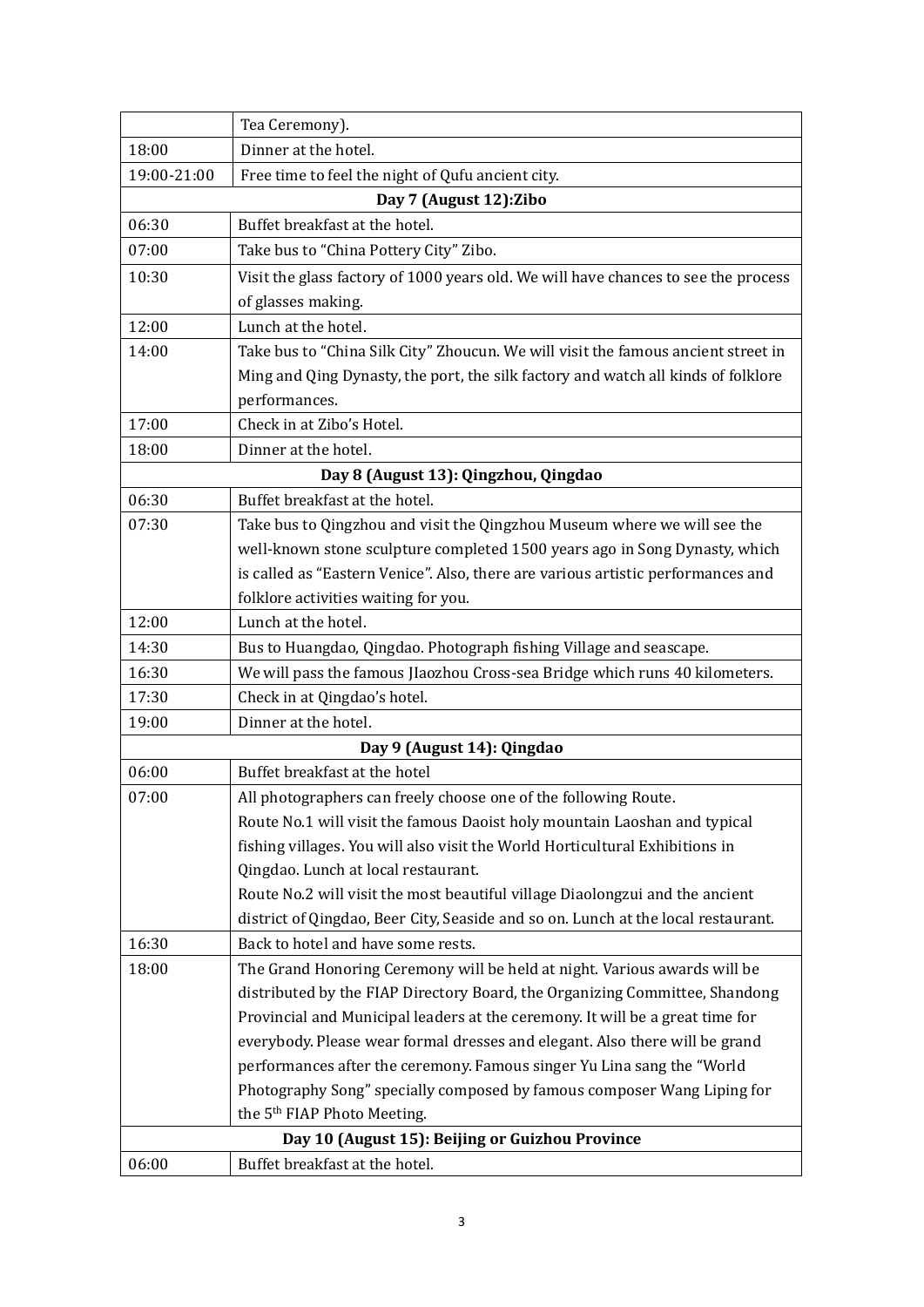|  |  |
|---|---|
|  | Tea Ceremony). |
| 18:00 | Dinner at the hotel. |
| 19:00-21:00 | Free time to feel the night of Qufu ancient city. |
| **Day 7 (August 12):Zibo** | |
| 06:30 | Buffet breakfast at the hotel. |
| 07:00 | Take bus to "China Pottery City" Zibo. |
| 10:30 | Visit the glass factory of 1000 years old. We will have chances to see the process of glasses making. |
| 12:00 | Lunch at the hotel. |
| 14:00 | Take bus to "China Silk City" Zhoucun. We will visit the famous ancient street in Ming and Qing Dynasty, the port, the silk factory and watch all kinds of folklore performances. |
| 17:00 | Check in at Zibo's Hotel. |
| 18:00 | Dinner at the hotel. |
| **Day 8 (August 13): Qingzhou, Qingdao** | |
| 06:30 | Buffet breakfast at the hotel. |
| 07:30 | Take bus to Qingzhou and visit the Qingzhou Museum where we will see the well-known stone sculpture completed 1500 years ago in Song Dynasty, which is called as "Eastern Venice". Also, there are various artistic performances and folklore activities waiting for you. |
| 12:00 | Lunch at the hotel. |
| 14:30 | Bus to Huangdao, Qingdao. Photograph fishing Village and seascape. |
| 16:30 | We will pass the famous JIaozhou Cross-sea Bridge which runs 40 kilometers. |
| 17:30 | Check in at Qingdao's hotel. |
| 19:00 | Dinner at the hotel. |
| **Day 9 (August 14): Qingdao** | |
| 06:00 | Buffet breakfast at the hotel |
| 07:00 | All photographers can freely choose one of the following Route.<br>Route No.1 will visit the famous Daoist holy mountain Laoshan and typical fishing villages. You will also visit the World Horticultural Exhibitions in Qingdao. Lunch at local restaurant.<br>Route No.2 will visit the most beautiful village Diaolongzui and the ancient district of Qingdao, Beer City, Seaside and so on. Lunch at the local restaurant. |
| 16:30 | Back to hotel and have some rests. |
| 18:00 | The Grand Honoring Ceremony will be held at night. Various awards will be distributed by the FIAP Directory Board, the Organizing Committee, Shandong Provincial and Municipal leaders at the ceremony. It will be a great time for everybody. Please wear formal dresses and elegant. Also there will be grand performances after the ceremony. Famous singer Yu Lina sang the "World Photography Song" specially composed by famous composer Wang Liping for the 5th FIAP Photo Meeting. |
| **Day 10 (August 15): Beijing or Guizhou Province** | |
| 06:00 | Buffet breakfast at the hotel. |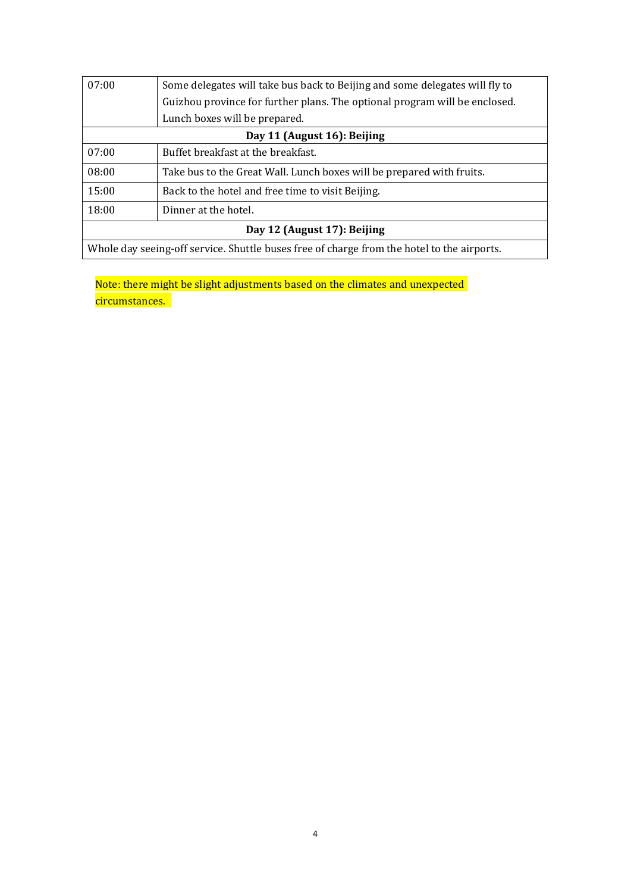| | |
|---|---|
| 07:00 | Some delegates will take bus back to Beijing and some delegates will fly to Guizhou province for further plans. The optional program will be enclosed. Lunch boxes will be prepared. |
| **Day 11 (August 16): Beijing** | |
| 07:00 | Buffet breakfast at the breakfast. |
| 08:00 | Take bus to the Great Wall. Lunch boxes will be prepared with fruits. |
| 15:00 | Back to the hotel and free time to visit Beijing. |
| 18:00 | Dinner at the hotel. |
| **Day 12 (August 17): Beijing** | |
| Whole day seeing-off service. Shuttle buses free of charge from the hotel to the airports. | |

Note: there might be slight adjustments based on the climates and unexpected circumstances.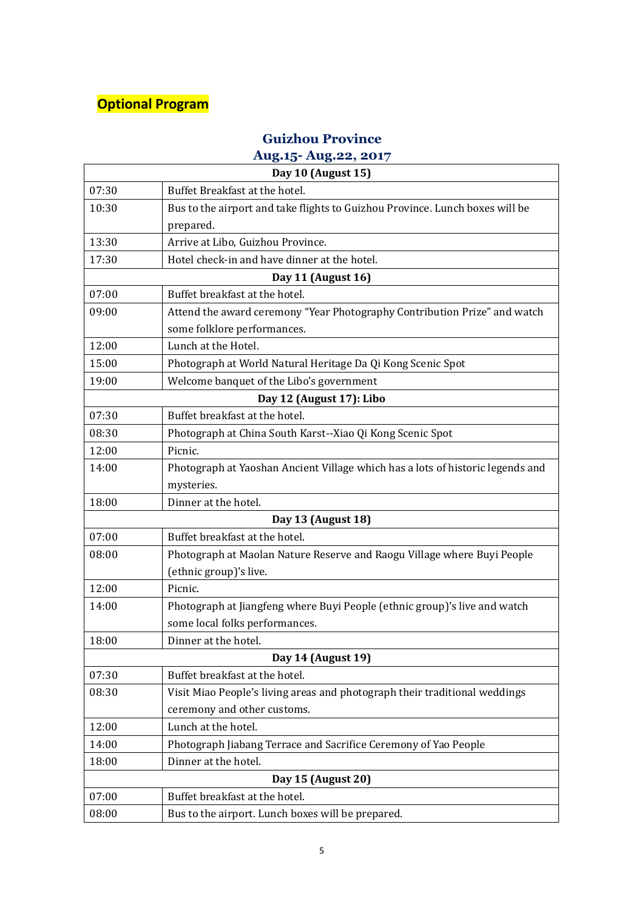**Optional Program**

## Guizhou Province
## Aug.15- Aug.22, 2017

| Day 10 (August 15) | |
|---|---|
| 07:30 | Buffet Breakfast at the hotel. |
| 10:30 | Bus to the airport and take flights to Guizhou Province. Lunch boxes will be prepared. |
| 13:30 | Arrive at Libo, Guizhou Province. |
| 17:30 | Hotel check-in and have dinner at the hotel. |
| **Day 11 (August 16)** | |
| 07:00 | Buffet breakfast at the hotel. |
| 09:00 | Attend the award ceremony "Year Photography Contribution Prize" and watch some folklore performances. |
| 12:00 | Lunch at the Hotel. |
| 15:00 | Photograph at World Natural Heritage Da Qi Kong Scenic Spot |
| 19:00 | Welcome banquet of the Libo's government |
| **Day 12 (August 17): Libo** | |
| 07:30 | Buffet breakfast at the hotel. |
| 08:30 | Photograph at China South Karst--Xiao Qi Kong Scenic Spot |
| 12:00 | Picnic. |
| 14:00 | Photograph at Yaoshan Ancient Village which has a lots of historic legends and mysteries. |
| 18:00 | Dinner at the hotel. |
| **Day 13 (August 18)** | |
| 07:00 | Buffet breakfast at the hotel. |
| 08:00 | Photograph at Maolan Nature Reserve and Raogu Village where Buyi People (ethnic group)'s live. |
| 12:00 | Picnic. |
| 14:00 | Photograph at Jiangfeng where Buyi People (ethnic group)'s live and watch some local folks performances. |
| 18:00 | Dinner at the hotel. |
| **Day 14 (August 19)** | |
| 07:30 | Buffet breakfast at the hotel. |
| 08:30 | Visit Miao People's living areas and photograph their traditional weddings ceremony and other customs. |
| 12:00 | Lunch at the hotel. |
| 14:00 | Photograph Jiabang Terrace and Sacrifice Ceremony of Yao People |
| 18:00 | Dinner at the hotel. |
| **Day 15 (August 20)** | |
| 07:00 | Buffet breakfast at the hotel. |
| 08:00 | Bus to the airport. Lunch boxes will be prepared. |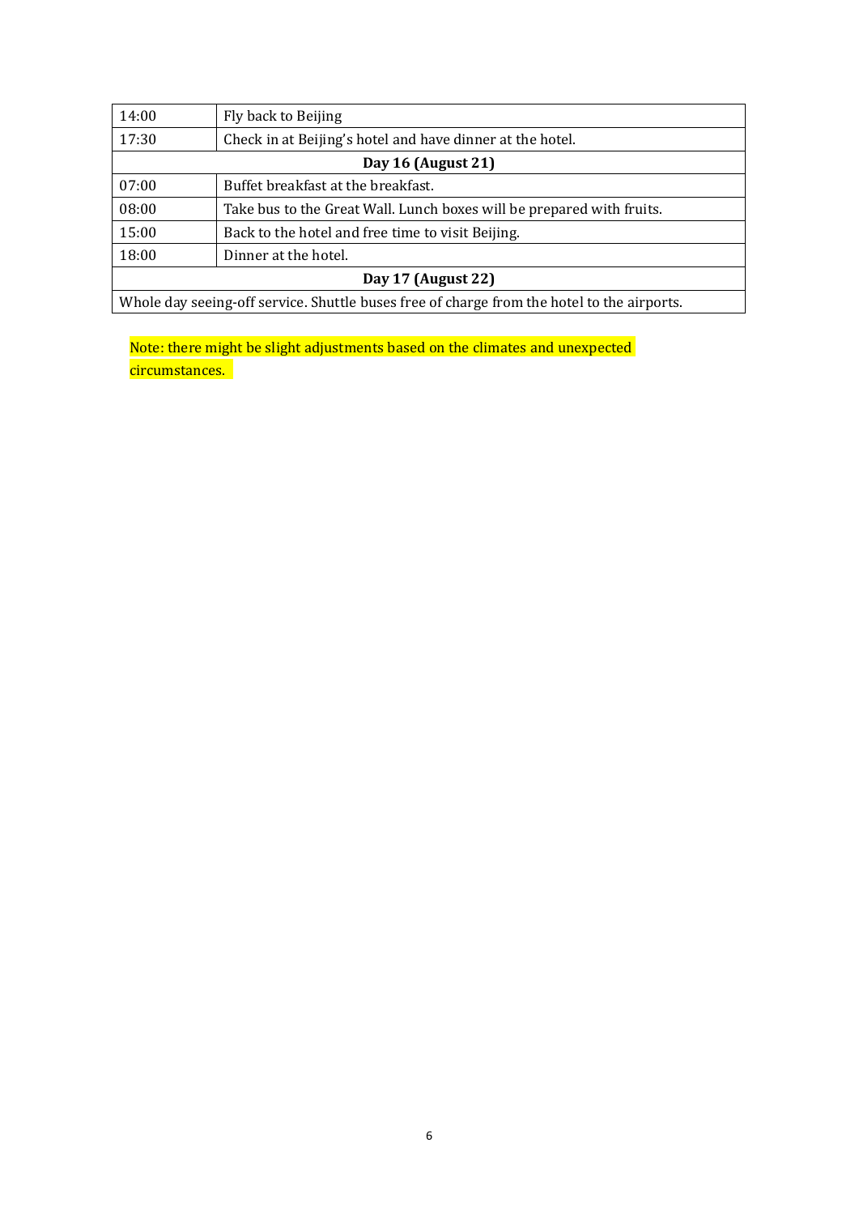| | |
|---|---|
| 14:00 | Fly back to Beijing |
| 17:30 | Check in at Beijing's hotel and have dinner at the hotel. |
| **Day 16 (August 21)** | |
| 07:00 | Buffet breakfast at the breakfast. |
| 08:00 | Take bus to the Great Wall. Lunch boxes will be prepared with fruits. |
| 15:00 | Back to the hotel and free time to visit Beijing. |
| 18:00 | Dinner at the hotel. |
| **Day 17 (August 22)** | |
| Whole day seeing-off service. Shuttle buses free of charge from the hotel to the airports. | |

Note: there might be slight adjustments based on the climates and unexpected circumstances.